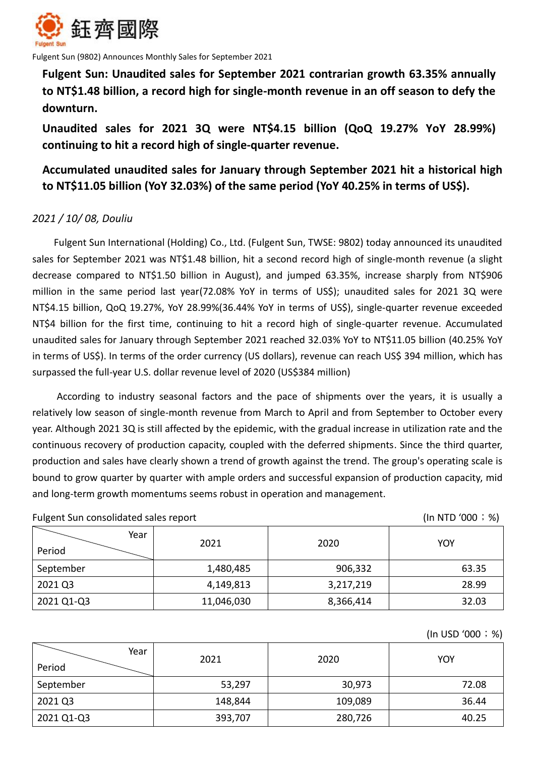鈺齊國際

Fulgent Sun

Fulgent Sun (9802) Announces Monthly Sales for September 2021

**Fulgent Sun: Unaudited sales for September 2021 contrarian growth 63.35% annually to NT$1.48 billion, a record high for single-month revenue in an off season to defy the downturn.**

**Unaudited sales for 2021 3Q were NT$4.15 billion (QoQ 19.27% YoY 28.99%) continuing to hit a record high of single-quarter revenue.**

**Accumulated unaudited sales for January through September 2021 hit a historical high to NT$11.05 billion (YoY 32.03%) of the same period (YoY 40.25% in terms of US$).**

*2021 / 10/ 08, Douliu*

Fulgent Sun International (Holding) Co., Ltd. (Fulgent Sun, TWSE: 9802) today announced its unaudited sales for September 2021 was NT$1.48 billion, hit a second record high of single-month revenue (a slight decrease compared to NT$1.50 billion in August), and jumped 63.35%, increase sharply from NT$906 million in the same period last year(72.08% YoY in terms of US$); unaudited sales for 2021 3Q were NT$4.15 billion, QoQ 19.27%, YoY 28.99%(36.44% YoY in terms of US$), single-quarter revenue exceeded NT$4 billion for the first time, continuing to hit a record high of single-quarter revenue. Accumulated unaudited sales for January through September 2021 reached 32.03% YoY to NT$11.05 billion (40.25% YoY in terms of US$). In terms of the order currency (US dollars), revenue can reach US$ 394 million, which has surpassed the full-year U.S. dollar revenue level of 2020 (US$384 million)

According to industry seasonal factors and the pace of shipments over the years, it is usually a relatively low season of single-month revenue from March to April and from September to October every year. Although 2021 3Q is still affected by the epidemic, with the gradual increase in utilization rate and the continuous recovery of production capacity, coupled with the deferred shipments. Since the third quarter, production and sales have clearly shown a trend of growth against the trend. The group's operating scale is bound to grow quarter by quarter with ample orders and successful expansion of production capacity, mid and long-term growth momentums seems robust in operation and management.

Fulgent Sun consolidated sales report (In NTD ‘000；%)

| Period \ Year | 2021 | 2020 | YOY |
|---|---|---|---|
| September | 1,480,485 | 906,332 | 63.35 |
| 2021 Q3 | 4,149,813 | 3,217,219 | 28.99 |
| 2021 Q1-Q3 | 11,046,030 | 8,366,414 | 32.03 |

(In USD ‘000；%)

| Period \ Year | 2021 | 2020 | YOY |
|---|---|---|---|
| September | 53,297 | 30,973 | 72.08 |
| 2021 Q3 | 148,844 | 109,089 | 36.44 |
| 2021 Q1-Q3 | 393,707 | 280,726 | 40.25 |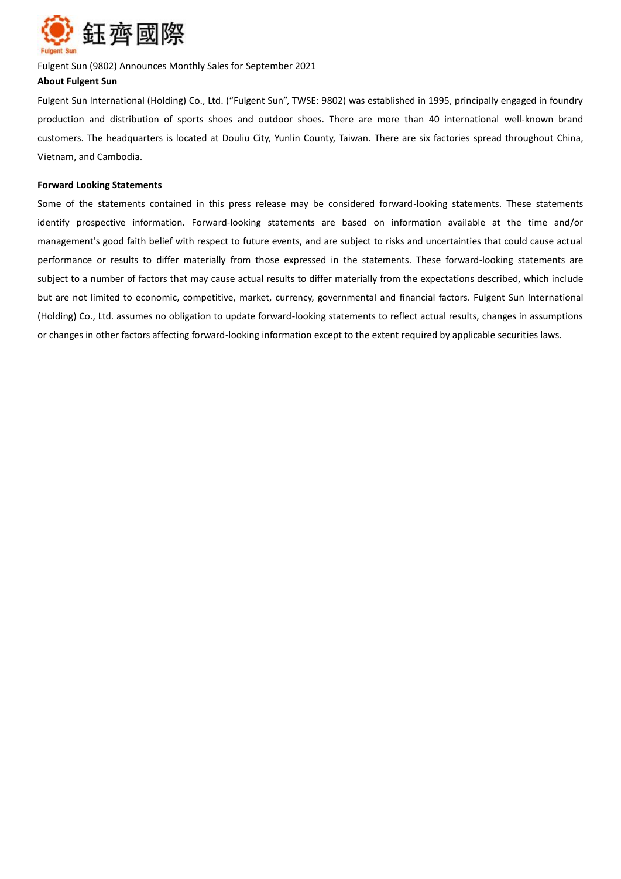Fulgent Sun (9802) Announces Monthly Sales for September 2021

**About Fulgent Sun**

Fulgent Sun International (Holding) Co., Ltd. ("Fulgent Sun", TWSE: 9802) was established in 1995, principally engaged in foundry production and distribution of sports shoes and outdoor shoes. There are more than 40 international well-known brand customers. The headquarters is located at Douliu City, Yunlin County, Taiwan. There are six factories spread throughout China, Vietnam, and Cambodia.

**Forward Looking Statements**

Some of the statements contained in this press release may be considered forward-looking statements. These statements identify prospective information. Forward-looking statements are based on information available at the time and/or management's good faith belief with respect to future events, and are subject to risks and uncertainties that could cause actual performance or results to differ materially from those expressed in the statements. These forward-looking statements are subject to a number of factors that may cause actual results to differ materially from the expectations described, which include but are not limited to economic, competitive, market, currency, governmental and financial factors. Fulgent Sun International (Holding) Co., Ltd. assumes no obligation to update forward-looking statements to reflect actual results, changes in assumptions or changes in other factors affecting forward-looking information except to the extent required by applicable securities laws.